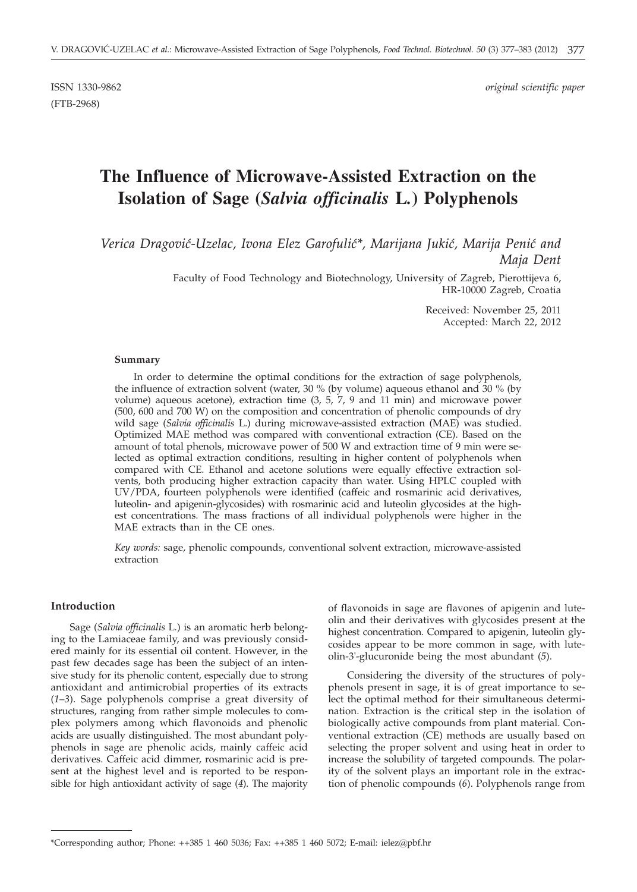ISSN 1330-9862 *original scientific paper*
(FTB-2968)

# The Influence of Microwave-Assisted Extraction on the Isolation of Sage (*Salvia officinalis* L.) Polyphenols

*Verica Dragović-Uzelac, Ivona Elez Garofulić\*, Marijana Jukić, Marija Penić and Maja Dent*

Faculty of Food Technology and Biotechnology, University of Zagreb, Pierottijeva 6, HR-10000 Zagreb, Croatia

Received: November 25, 2011
Accepted: March 22, 2012

#### Summary

In order to determine the optimal conditions for the extraction of sage polyphenols, the influence of extraction solvent (water, 30 % (by volume) aqueous ethanol and 30 % (by volume) aqueous acetone), extraction time (3, 5, 7, 9 and 11 min) and microwave power (500, 600 and 700 W) on the composition and concentration of phenolic compounds of dry wild sage (*Salvia officinalis* L.) during microwave-assisted extraction (MAE) was studied. Optimized MAE method was compared with conventional extraction (CE). Based on the amount of total phenols, microwave power of 500 W and extraction time of 9 min were selected as optimal extraction conditions, resulting in higher content of polyphenols when compared with CE. Ethanol and acetone solutions were equally effective extraction solvents, both producing higher extraction capacity than water. Using HPLC coupled with UV/PDA, fourteen polyphenols were identified (caffeic and rosmarinic acid derivatives, luteolin- and apigenin-glycosides) with rosmarinic acid and luteolin glycosides at the highest concentrations. The mass fractions of all individual polyphenols were higher in the MAE extracts than in the CE ones.

*Key words:* sage, phenolic compounds, conventional solvent extraction, microwave-assisted extraction

## Introduction

Sage (*Salvia officinalis* L.) is an aromatic herb belonging to the Lamiaceae family, and was previously considered mainly for its essential oil content. However, in the past few decades sage has been the subject of an intensive study for its phenolic content, especially due to strong antioxidant and antimicrobial properties of its extracts (*1–3*). Sage polyphenols comprise a great diversity of structures, ranging from rather simple molecules to complex polymers among which flavonoids and phenolic acids are usually distinguished. The most abundant polyphenols in sage are phenolic acids, mainly caffeic acid derivatives. Caffeic acid dimmer, rosmarinic acid is present at the highest level and is reported to be responsible for high antioxidant activity of sage (*4*). The majority of flavonoids in sage are flavones of apigenin and luteolin and their derivatives with glycosides present at the highest concentration. Compared to apigenin, luteolin glycosides appear to be more common in sage, with luteolin-3'-glucuronide being the most abundant (*5*).

Considering the diversity of the structures of polyphenols present in sage, it is of great importance to select the optimal method for their simultaneous determination. Extraction is the critical step in the isolation of biologically active compounds from plant material. Conventional extraction (CE) methods are usually based on selecting the proper solvent and using heat in order to increase the solubility of targeted compounds. The polarity of the solvent plays an important role in the extraction of phenolic compounds (*6*). Polyphenols range from

\*Corresponding author; Phone: ++385 1 460 5036; Fax: ++385 1 460 5072; E-mail: ielez@pbf.hr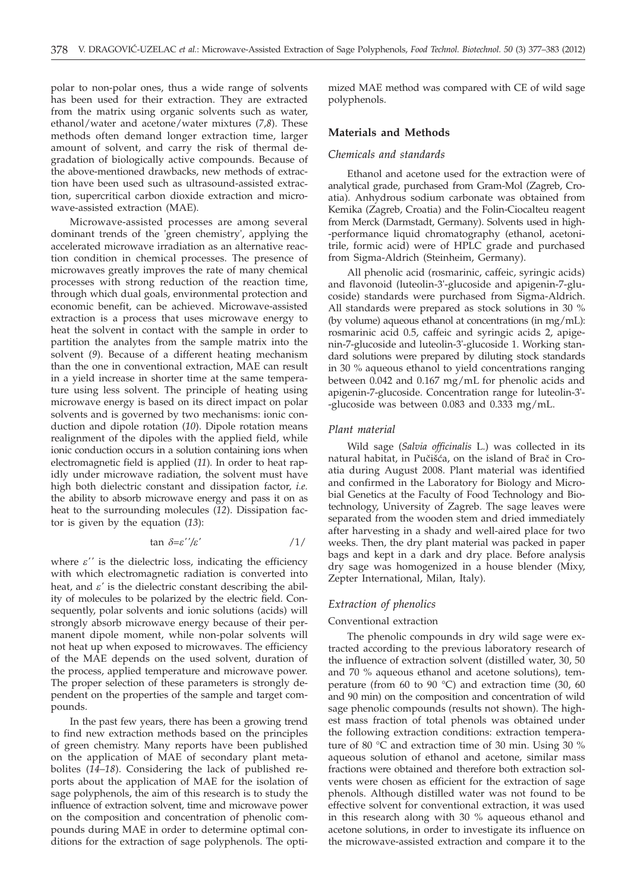polar to non-polar ones, thus a wide range of solvents has been used for their extraction. They are extracted from the matrix using organic solvents such as water, ethanol/water and acetone/water mixtures (*7*,*8*). These methods often demand longer extraction time, larger amount of solvent, and carry the risk of thermal degradation of biologically active compounds. Because of the above-mentioned drawbacks, new methods of extraction have been used such as ultrasound-assisted extraction, supercritical carbon dioxide extraction and microwave-assisted extraction (MAE).

Microwave-assisted processes are among several dominant trends of the 'green chemistry', applying the accelerated microwave irradiation as an alternative reaction condition in chemical processes. The presence of microwaves greatly improves the rate of many chemical processes with strong reduction of the reaction time, through which dual goals, environmental protection and economic benefit, can be achieved. Microwave-assisted extraction is a process that uses microwave energy to heat the solvent in contact with the sample in order to partition the analytes from the sample matrix into the solvent (*9*). Because of a different heating mechanism than the one in conventional extraction, MAE can result in a yield increase in shorter time at the same temperature using less solvent. The principle of heating using microwave energy is based on its direct impact on polar solvents and is governed by two mechanisms: ionic conduction and dipole rotation (*10*). Dipole rotation means realignment of the dipoles with the applied field, while ionic conduction occurs in a solution containing ions when electromagnetic field is applied (*11*). In order to heat rapidly under microwave radiation, the solvent must have high both dielectric constant and dissipation factor, *i.e.* the ability to absorb microwave energy and pass it on as heat to the surrounding molecules (*12*). Dissipation factor is given by the equation (*13*):

$$\tan \delta = \varepsilon'' / \varepsilon' \qquad /1/$$

where $\varepsilon''$ is the dielectric loss, indicating the efficiency with which electromagnetic radiation is converted into heat, and $\varepsilon'$ is the dielectric constant describing the ability of molecules to be polarized by the electric field. Consequently, polar solvents and ionic solutions (acids) will strongly absorb microwave energy because of their permanent dipole moment, while non-polar solvents will not heat up when exposed to microwaves. The efficiency of the MAE depends on the used solvent, duration of the process, applied temperature and microwave power. The proper selection of these parameters is strongly dependent on the properties of the sample and target compounds.

In the past few years, there has been a growing trend to find new extraction methods based on the principles of green chemistry. Many reports have been published on the application of MAE of secondary plant metabolites (*14–18*). Considering the lack of published reports about the application of MAE for the isolation of sage polyphenols, the aim of this research is to study the influence of extraction solvent, time and microwave power on the composition and concentration of phenolic compounds during MAE in order to determine optimal conditions for the extraction of sage polyphenols. The optimized MAE method was compared with CE of wild sage polyphenols.

## Materials and Methods

### *Chemicals and standards*

Ethanol and acetone used for the extraction were of analytical grade, purchased from Gram-Mol (Zagreb, Croatia). Anhydrous sodium carbonate was obtained from Kemika (Zagreb, Croatia) and the Folin-Ciocalteu reagent from Merck (Darmstadt, Germany). Solvents used in high-performance liquid chromatography (ethanol, acetonitrile, formic acid) were of HPLC grade and purchased from Sigma-Aldrich (Steinheim, Germany).

All phenolic acid (rosmarinic, caffeic, syringic acids) and flavonoid (luteolin-3'-glucoside and apigenin-7-glucoside) standards were purchased from Sigma-Aldrich. All standards were prepared as stock solutions in 30 % (by volume) aqueous ethanol at concentrations (in mg/mL): rosmarinic acid 0.5, caffeic and syringic acids 2, apigenin-7-glucoside and luteolin-3'-glucoside 1. Working standard solutions were prepared by diluting stock standards in 30 % aqueous ethanol to yield concentrations ranging between 0.042 and 0.167 mg/mL for phenolic acids and apigenin-7-glucoside. Concentration range for luteolin-3'-glucoside was between 0.083 and 0.333 mg/mL.

### *Plant material*

Wild sage (*Salvia officinalis* L.) was collected in its natural habitat, in Pučišća, on the island of Brač in Croatia during August 2008. Plant material was identified and confirmed in the Laboratory for Biology and Microbial Genetics at the Faculty of Food Technology and Biotechnology, University of Zagreb. The sage leaves were separated from the wooden stem and dried immediately after harvesting in a shady and well-aired place for two weeks. Then, the dry plant material was packed in paper bags and kept in a dark and dry place. Before analysis dry sage was homogenized in a house blender (Mixy, Zepter International, Milan, Italy).

### *Extraction of phenolics*

#### Conventional extraction

The phenolic compounds in dry wild sage were extracted according to the previous laboratory research of the influence of extraction solvent (distilled water, 30, 50 and 70 % aqueous ethanol and acetone solutions), temperature (from 60 to 90 °C) and extraction time (30, 60 and 90 min) on the composition and concentration of wild sage phenolic compounds (results not shown). The highest mass fraction of total phenols was obtained under the following extraction conditions: extraction temperature of 80 °C and extraction time of 30 min. Using 30 % aqueous solution of ethanol and acetone, similar mass fractions were obtained and therefore both extraction solvents were chosen as efficient for the extraction of sage phenols. Although distilled water was not found to be effective solvent for conventional extraction, it was used in this research along with 30 % aqueous ethanol and acetone solutions, in order to investigate its influence on the microwave-assisted extraction and compare it to the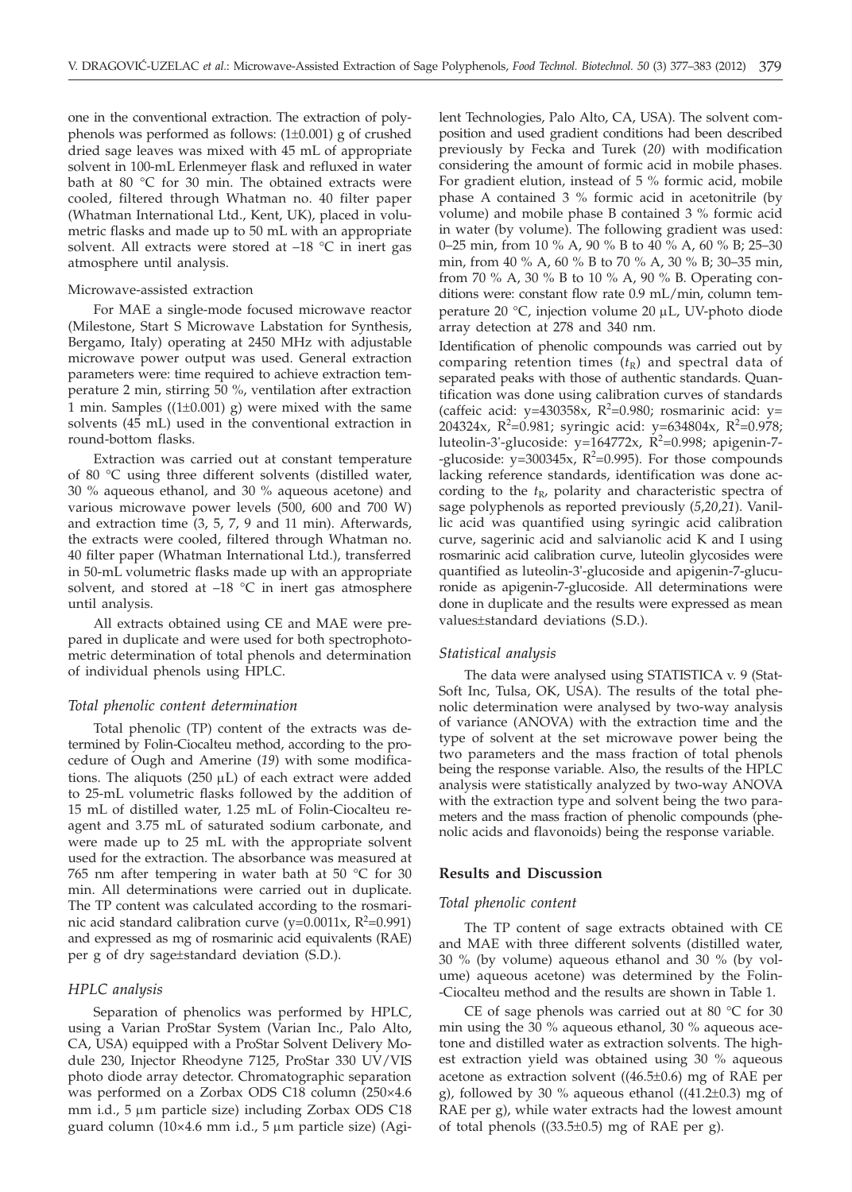one in the conventional extraction. The extraction of polyphenols was performed as follows: (1±0.001) g of crushed dried sage leaves was mixed with 45 mL of appropriate solvent in 100-mL Erlenmeyer flask and refluxed in water bath at 80 °C for 30 min. The obtained extracts were cooled, filtered through Whatman no. 40 filter paper (Whatman International Ltd., Kent, UK), placed in volumetric flasks and made up to 50 mL with an appropriate solvent. All extracts were stored at –18 °C in inert gas atmosphere until analysis.

Microwave-assisted extraction

For MAE a single-mode focused microwave reactor (Milestone, Start S Microwave Labstation for Synthesis, Bergamo, Italy) operating at 2450 MHz with adjustable microwave power output was used. General extraction parameters were: time required to achieve extraction temperature 2 min, stirring 50 %, ventilation after extraction 1 min. Samples ((1±0.001) g) were mixed with the same solvents (45 mL) used in the conventional extraction in round-bottom flasks.

Extraction was carried out at constant temperature of 80 °C using three different solvents (distilled water, 30 % aqueous ethanol, and 30 % aqueous acetone) and various microwave power levels (500, 600 and 700 W) and extraction time (3, 5, 7, 9 and 11 min). Afterwards, the extracts were cooled, filtered through Whatman no. 40 filter paper (Whatman International Ltd.), transferred in 50-mL volumetric flasks made up with an appropriate solvent, and stored at –18 °C in inert gas atmosphere until analysis.

All extracts obtained using CE and MAE were prepared in duplicate and were used for both spectrophotometric determination of total phenols and determination of individual phenols using HPLC.

### *Total phenolic content determination*

Total phenolic (TP) content of the extracts was determined by Folin-Ciocalteu method, according to the procedure of Ough and Amerine (*19*) with some modifications. The aliquots (250 µL) of each extract were added to 25-mL volumetric flasks followed by the addition of 15 mL of distilled water, 1.25 mL of Folin-Ciocalteu reagent and 3.75 mL of saturated sodium carbonate, and were made up to 25 mL with the appropriate solvent used for the extraction. The absorbance was measured at 765 nm after tempering in water bath at 50 °C for 30 min. All determinations were carried out in duplicate. The TP content was calculated according to the rosmarinic acid standard calibration curve ($y=0.0011x$, $R^2=0.991$) and expressed as mg of rosmarinic acid equivalents (RAE) per g of dry sage±standard deviation (S.D.).

### *HPLC analysis*

Separation of phenolics was performed by HPLC, using a Varian ProStar System (Varian Inc., Palo Alto, CA, USA) equipped with a ProStar Solvent Delivery Module 230, Injector Rheodyne 7125, ProStar 330 UV/VIS photo diode array detector. Chromatographic separation was performed on a Zorbax ODS C18 column (250×4.6 mm i.d., 5 µm particle size) including Zorbax ODS C18 guard column (10×4.6 mm i.d., 5 µm particle size) (Agilent Technologies, Palo Alto, CA, USA). The solvent composition and used gradient conditions had been described previously by Fecka and Turek (*20*) with modification considering the amount of formic acid in mobile phases. For gradient elution, instead of 5 % formic acid, mobile phase A contained 3 % formic acid in acetonitrile (by volume) and mobile phase B contained 3 % formic acid in water (by volume). The following gradient was used: 0–25 min, from 10 % A, 90 % B to 40 % A, 60 % B; 25–30 min, from 40 % A, 60 % B to 70 % A, 30 % B; 30–35 min, from 70 % A, 30 % B to 10 % A, 90 % B. Operating conditions were: constant flow rate 0.9 mL/min, column temperature 20 °C, injection volume 20 µL, UV-photo diode array detection at 278 and 340 nm.

Identification of phenolic compounds was carried out by comparing retention times ($t_R$) and spectral data of separated peaks with those of authentic standards. Quantification was done using calibration curves of standards (caffeic acid: $y=430358x$, $R^2=0.980$; rosmarinic acid: $y=204324x$, $R^2=0.981$; syringic acid: $y=634804x$, $R^2=0.978$; luteolin-3'-glucoside: $y=164772x$, $R^2=0.998$; apigenin-7-glucoside: $y=300345x$, $R^2=0.995$). For those compounds lacking reference standards, identification was done according to the $t_R$, polarity and characteristic spectra of sage polyphenols as reported previously (*5,20,21*). Vanillic acid was quantified using syringic acid calibration curve, sagerinic acid and salvianolic acid K and I using rosmarinic acid calibration curve, luteolin glycosides were quantified as luteolin-3'-glucoside and apigenin-7-glucuronide as apigenin-7-glucoside. All determinations were done in duplicate and the results were expressed as mean values±standard deviations (S.D.).

### *Statistical analysis*

The data were analysed using STATISTICA v. 9 (StatSoft Inc, Tulsa, OK, USA). The results of the total phenolic determination were analysed by two-way analysis of variance (ANOVA) with the extraction time and the type of solvent at the set microwave power being the two parameters and the mass fraction of total phenols being the response variable. Also, the results of the HPLC analysis were statistically analyzed by two-way ANOVA with the extraction type and solvent being the two parameters and the mass fraction of phenolic compounds (phenolic acids and flavonoids) being the response variable.

## **Results and Discussion**

### *Total phenolic content*

The TP content of sage extracts obtained with CE and MAE with three different solvents (distilled water, 30 % (by volume) aqueous ethanol and 30 % (by volume) aqueous acetone) was determined by the Folin-Ciocalteu method and the results are shown in Table 1.

CE of sage phenols was carried out at 80 °C for 30 min using the 30 % aqueous ethanol, 30 % aqueous acetone and distilled water as extraction solvents. The highest extraction yield was obtained using 30 % aqueous acetone as extraction solvent ((46.5±0.6) mg of RAE per g), followed by 30 % aqueous ethanol ((41.2±0.3) mg of RAE per g), while water extracts had the lowest amount of total phenols ((33.5±0.5) mg of RAE per g).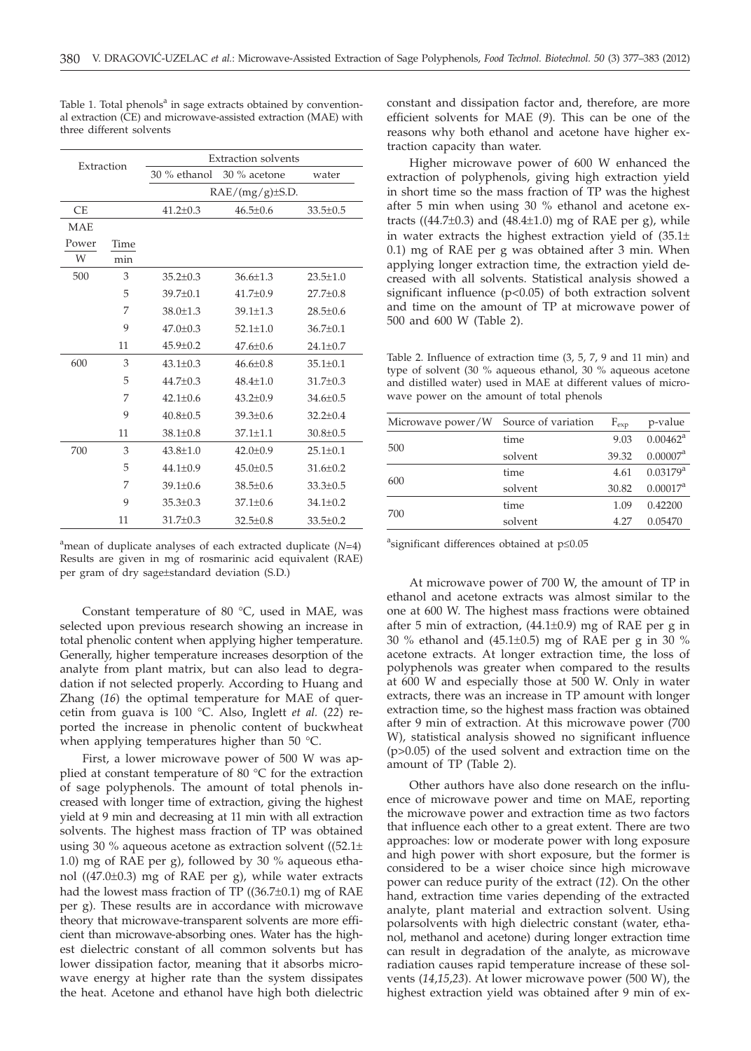Table 1. Total phenols[a] in sage extracts obtained by conventional extraction (CE) and microwave-assisted extraction (MAE) with three different solvents

| Extraction | | Extraction solvents | | |
|---|---|---|---|---|
| | | 30 % ethanol | 30 % acetone | water |
| | | RAE/(mg/g)±S.D. | | |
| CE | | 41.2±0.3 | 46.5±0.6 | 33.5±0.5 |
| MAE | | | | |
| Power | Time | | | |
| W | min | | | |
| 500 | 3 | 35.2±0.3 | 36.6±1.3 | 23.5±1.0 |
| | 5 | 39.7±0.1 | 41.7±0.9 | 27.7±0.8 |
| | 7 | 38.0±1.3 | 39.1±1.3 | 28.5±0.6 |
| | 9 | 47.0±0.3 | 52.1±1.0 | 36.7±0.1 |
| | 11 | 45.9±0.2 | 47.6±0.6 | 24.1±0.7 |
| 600 | 3 | 43.1±0.3 | 46.6±0.8 | 35.1±0.1 |
| | 5 | 44.7±0.3 | 48.4±1.0 | 31.7±0.3 |
| | 7 | 42.1±0.6 | 43.2±0.9 | 34.6±0.5 |
| | 9 | 40.8±0.5 | 39.3±0.6 | 32.2±0.4 |
| | 11 | 38.1±0.8 | 37.1±1.1 | 30.8±0.5 |
| 700 | 3 | 43.8±1.0 | 42.0±0.9 | 25.1±0.1 |
| | 5 | 44.1±0.9 | 45.0±0.5 | 31.6±0.2 |
| | 7 | 39.1±0.6 | 38.5±0.6 | 33.3±0.5 |
| | 9 | 35.3±0.3 | 37.1±0.6 | 34.1±0.2 |
| | 11 | 31.7±0.3 | 32.5±0.8 | 33.5±0.2 |

[a]mean of duplicate analyses of each extracted duplicate (*N*=4)
Results are given in mg of rosmarinic acid equivalent (RAE) per gram of dry sage±standard deviation (S.D.)

Constant temperature of 80 °C, used in MAE, was selected upon previous research showing an increase in total phenolic content when applying higher temperature. Generally, higher temperature increases desorption of the analyte from plant matrix, but can also lead to degradation if not selected properly. According to Huang and Zhang (*16*) the optimal temperature for MAE of quercetin from guava is 100 °C. Also, Inglett *et al.* (*22*) reported the increase in phenolic content of buckwheat when applying temperatures higher than 50 °C.

First, a lower microwave power of 500 W was applied at constant temperature of 80 °C for the extraction of sage polyphenols. The amount of total phenols increased with longer time of extraction, giving the highest yield at 9 min and decreasing at 11 min with all extraction solvents. The highest mass fraction of TP was obtained using 30 % aqueous acetone as extraction solvent ((52.1±1.0) mg of RAE per g), followed by 30 % aqueous ethanol ((47.0±0.3) mg of RAE per g), while water extracts had the lowest mass fraction of TP ((36.7±0.1) mg of RAE per g). These results are in accordance with microwave theory that microwave-transparent solvents are more efficient than microwave-absorbing ones. Water has the highest dielectric constant of all common solvents but has lower dissipation factor, meaning that it absorbs microwave energy at higher rate than the system dissipates the heat. Acetone and ethanol have high both dielectric constant and dissipation factor and, therefore, are more efficient solvents for MAE (*9*). This can be one of the reasons why both ethanol and acetone have higher extraction capacity than water.

Higher microwave power of 600 W enhanced the extraction of polyphenols, giving high extraction yield in short time so the mass fraction of TP was the highest after 5 min when using 30 % ethanol and acetone extracts ((44.7±0.3) and (48.4±1.0) mg of RAE per g), while in water extracts the highest extraction yield of (35.1±0.1) mg of RAE per g was obtained after 3 min. When applying longer extraction time, the extraction yield decreased with all solvents. Statistical analysis showed a significant influence ($p<0.05$) of both extraction solvent and time on the amount of TP at microwave power of 500 and 600 W (Table 2).

Table 2. Influence of extraction time (3, 5, 7, 9 and 11 min) and type of solvent (30 % aqueous ethanol, 30 % aqueous acetone and distilled water) used in MAE at different values of microwave power on the amount of total phenols

| Microwave power/W | Source of variation | $F_{exp}$ | p-value |
|---|---|---|---|
| 500 | time | 9.03 | 0.00462[a] |
| | solvent | 39.32 | 0.00007[a] |
| 600 | time | 4.61 | 0.03179[a] |
| | solvent | 30.82 | 0.00017[a] |
| 700 | time | 1.09 | 0.42200 |
| | solvent | 4.27 | 0.05470 |

[a]significant differences obtained at $p\leq0.05$

At microwave power of 700 W, the amount of TP in ethanol and acetone extracts was almost similar to the one at 600 W. The highest mass fractions were obtained after 5 min of extraction, (44.1±0.9) mg of RAE per g in 30 % ethanol and (45.1±0.5) mg of RAE per g in 30 % acetone extracts. At longer extraction time, the loss of polyphenols was greater when compared to the results at 600 W and especially those at 500 W. Only in water extracts, there was an increase in TP amount with longer extraction time, so the highest mass fraction was obtained after 9 min of extraction. At this microwave power (700 W), statistical analysis showed no significant influence ($p>0.05$) of the used solvent and extraction time on the amount of TP (Table 2).

Other authors have also done research on the influence of microwave power and time on MAE, reporting the microwave power and extraction time as two factors that influence each other to a great extent. There are two approaches: low or moderate power with long exposure and high power with short exposure, but the former is considered to be a wiser choice since high microwave power can reduce purity of the extract (*12*). On the other hand, extraction time varies depending of the extracted analyte, plant material and extraction solvent. Using polarsolvents with high dielectric constant (water, ethanol, methanol and acetone) during longer extraction time can result in degradation of the analyte, as microwave radiation causes rapid temperature increase of these solvents (*14,15,23*). At lower microwave power (500 W), the highest extraction yield was obtained after 9 min of ex-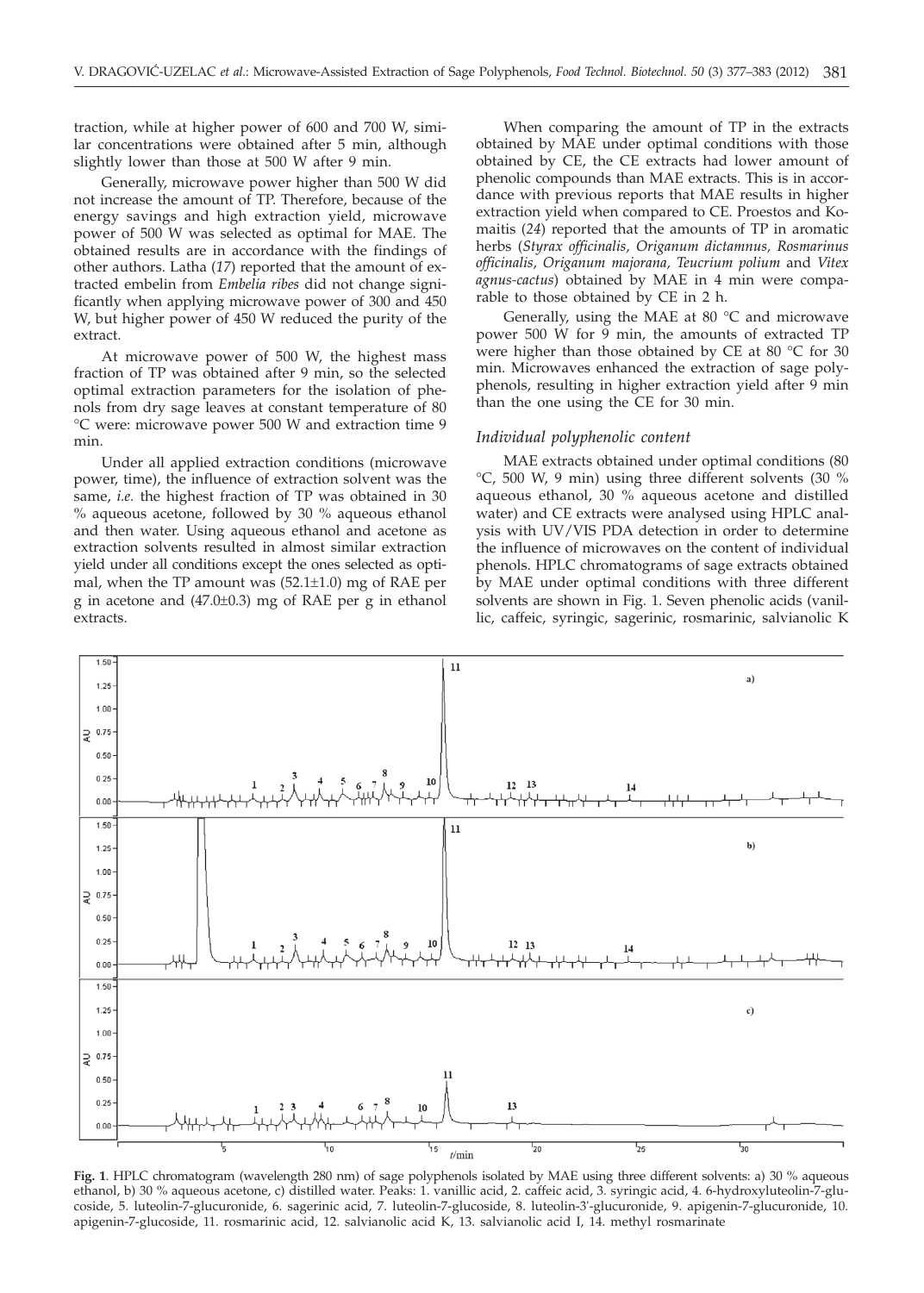traction, while at higher power of 600 and 700 W, similar concentrations were obtained after 5 min, although slightly lower than those at 500 W after 9 min.

Generally, microwave power higher than 500 W did not increase the amount of TP. Therefore, because of the energy savings and high extraction yield, microwave power of 500 W was selected as optimal for MAE. The obtained results are in accordance with the findings of other authors. Latha (*17*) reported that the amount of extracted embelin from *Embelia ribes* did not change significantly when applying microwave power of 300 and 450 W, but higher power of 450 W reduced the purity of the extract.

At microwave power of 500 W, the highest mass fraction of TP was obtained after 9 min, so the selected optimal extraction parameters for the isolation of phenols from dry sage leaves at constant temperature of 80 °C were: microwave power 500 W and extraction time 9 min.

Under all applied extraction conditions (microwave power, time), the influence of extraction solvent was the same, *i.e.* the highest fraction of TP was obtained in 30 % aqueous acetone, followed by 30 % aqueous ethanol and then water. Using aqueous ethanol and acetone as extraction solvents resulted in almost similar extraction yield under all conditions except the ones selected as optimal, when the TP amount was (52.1±1.0) mg of RAE per g in acetone and (47.0±0.3) mg of RAE per g in ethanol extracts.

When comparing the amount of TP in the extracts obtained by MAE under optimal conditions with those obtained by CE, the CE extracts had lower amount of phenolic compounds than MAE extracts. This is in accordance with previous reports that MAE results in higher extraction yield when compared to CE. Proestos and Komaitis (*24*) reported that the amounts of TP in aromatic herbs (*Styrax officinalis, Origanum dictamnus, Rosmarinus officinalis, Origanum majorana, Teucrium polium* and *Vitex agnus-cactus*) obtained by MAE in 4 min were comparable to those obtained by CE in 2 h.

Generally, using the MAE at 80 °C and microwave power 500 W for 9 min, the amounts of extracted TP were higher than those obtained by CE at 80 °C for 30 min. Microwaves enhanced the extraction of sage polyphenols, resulting in higher extraction yield after 9 min than the one using the CE for 30 min.

### *Individual polyphenolic content*

MAE extracts obtained under optimal conditions (80 °C, 500 W, 9 min) using three different solvents (30 % aqueous ethanol, 30 % aqueous acetone and distilled water) and CE extracts were analysed using HPLC analysis with UV/VIS PDA detection in order to determine the influence of microwaves on the content of individual phenols. HPLC chromatograms of sage extracts obtained by MAE under optimal conditions with three different solvents are shown in Fig. 1. Seven phenolic acids (vanillic, caffeic, syringic, sagerinic, rosmarinic, salvianolic K

**Fig. 1**. HPLC chromatogram (wavelength 280 nm) of sage polyphenols isolated by MAE using three different solvents: a) 30 % aqueous ethanol, b) 30 % aqueous acetone, c) distilled water. Peaks: 1. vanillic acid, 2. caffeic acid, 3. syringic acid, 4. 6-hydroxyluteolin-7-glucoside, 5. luteolin-7-glucuronide, 6. sagerinic acid, 7. luteolin-7-glucoside, 8. luteolin-3'-glucuronide, 9. apigenin-7-glucuronide, 10. apigenin-7-glucoside, 11. rosmarinic acid, 12. salvianolic acid K, 13. salvianolic acid I, 14. methyl rosmarinate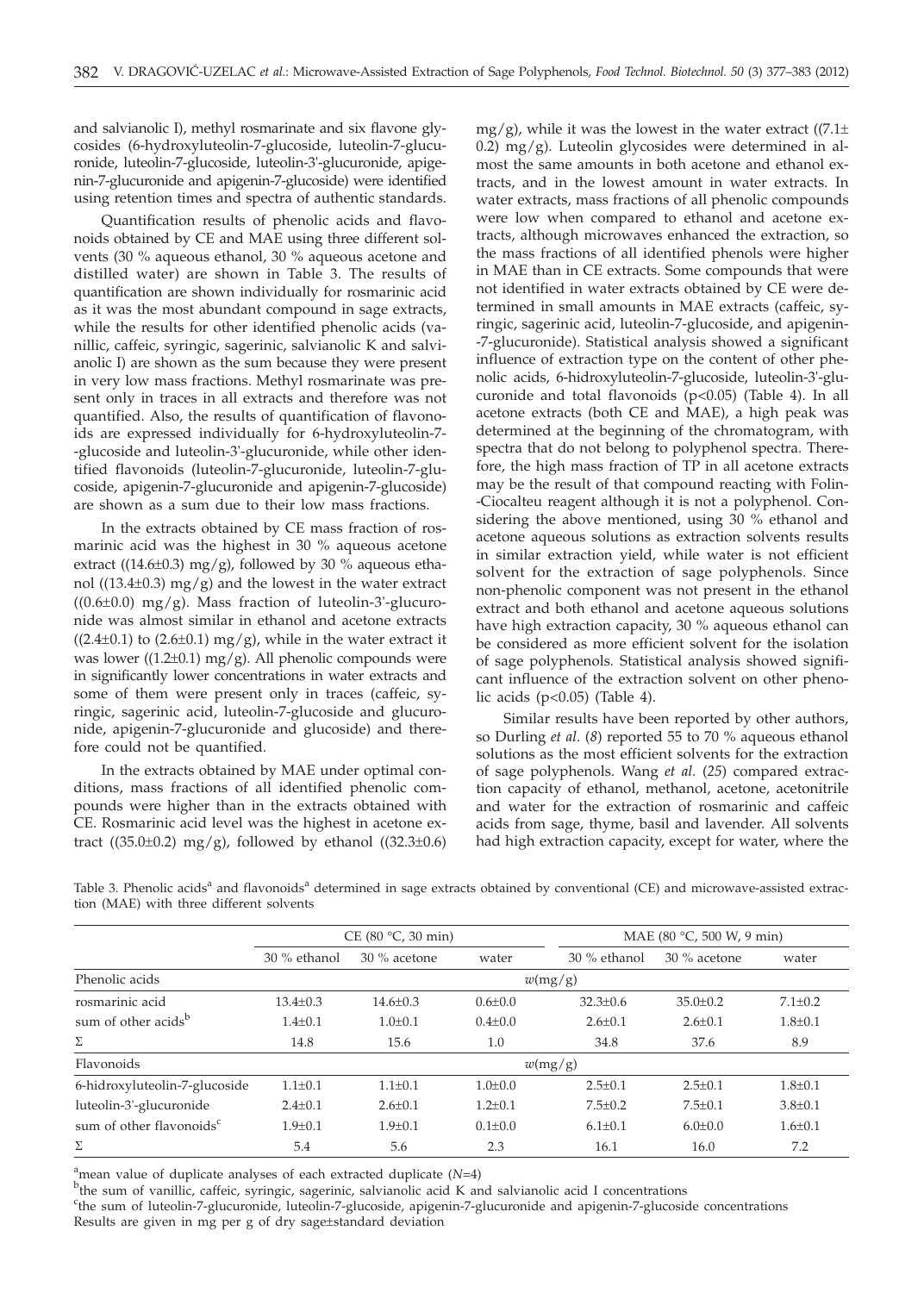and salvianolic I), methyl rosmarinate and six flavone glycosides (6-hydroxyluteolin-7-glucoside, luteolin-7-glucuronide, luteolin-7-glucoside, luteolin-3'-glucuronide, apigenin-7-glucuronide and apigenin-7-glucoside) were identified using retention times and spectra of authentic standards.

Quantification results of phenolic acids and flavonoids obtained by CE and MAE using three different solvents (30 % aqueous ethanol, 30 % aqueous acetone and distilled water) are shown in Table 3. The results of quantification are shown individually for rosmarinic acid as it was the most abundant compound in sage extracts, while the results for other identified phenolic acids (vanillic, caffeic, syringic, sagerinic, salvianolic K and salvianolic I) are shown as the sum because they were present in very low mass fractions. Methyl rosmarinate was present only in traces in all extracts and therefore was not quantified. Also, the results of quantification of flavonoids are expressed individually for 6-hydroxyluteolin-7-glucoside and luteolin-3'-glucuronide, while other identified flavonoids (luteolin-7-glucuronide, luteolin-7-glucoside, apigenin-7-glucuronide and apigenin-7-glucoside) are shown as a sum due to their low mass fractions.

In the extracts obtained by CE mass fraction of rosmarinic acid was the highest in 30 % aqueous acetone extract ((14.6±0.3) mg/g), followed by 30 % aqueous ethanol ((13.4±0.3) mg/g) and the lowest in the water extract ((0.6±0.0) mg/g). Mass fraction of luteolin-3'-glucuronide was almost similar in ethanol and acetone extracts ((2.4±0.1) to (2.6±0.1) mg/g), while in the water extract it was lower ((1.2±0.1) mg/g). All phenolic compounds were in significantly lower concentrations in water extracts and some of them were present only in traces (caffeic, syringic, sagerinic acid, luteolin-7-glucoside and glucuronide, apigenin-7-glucuronide and glucoside) and therefore could not be quantified.

In the extracts obtained by MAE under optimal conditions, mass fractions of all identified phenolic compounds were higher than in the extracts obtained with CE. Rosmarinic acid level was the highest in acetone extract ((35.0±0.2) mg/g), followed by ethanol ((32.3±0.6) mg/g), while it was the lowest in the water extract ((7.1±0.2) mg/g). Luteolin glycosides were determined in almost the same amounts in both acetone and ethanol extracts, and in the lowest amount in water extracts. In water extracts, mass fractions of all phenolic compounds were low when compared to ethanol and acetone extracts, although microwaves enhanced the extraction, so the mass fractions of all identified phenols were higher in MAE than in CE extracts. Some compounds that were not identified in water extracts obtained by CE were determined in small amounts in MAE extracts (caffeic, syringic, sagerinic acid, luteolin-7-glucoside, and apigenin-7-glucuronide). Statistical analysis showed a significant influence of extraction type on the content of other phenolic acids, 6-hidroxyluteolin-7-glucoside, luteolin-3'-glucuronide and total flavonoids ($p<0.05$) (Table 4). In all acetone extracts (both CE and MAE), a high peak was determined at the beginning of the chromatogram, with spectra that do not belong to polyphenol spectra. Therefore, the high mass fraction of TP in all acetone extracts may be the result of that compound reacting with Folin-Ciocalteu reagent although it is not a polyphenol. Considering the above mentioned, using 30 % ethanol and acetone aqueous solutions as extraction solvents results in similar extraction yield, while water is not efficient solvent for the extraction of sage polyphenols. Since non-phenolic component was not present in the ethanol extract and both ethanol and acetone aqueous solutions have high extraction capacity, 30 % aqueous ethanol can be considered as more efficient solvent for the isolation of sage polyphenols. Statistical analysis showed significant influence of the extraction solvent on other phenolic acids ($p<0.05$) (Table 4).

Similar results have been reported by other authors, so Durling *et al.* (*8*) reported 55 to 70 % aqueous ethanol solutions as the most efficient solvents for the extraction of sage polyphenols. Wang *et al.* (*25*) compared extraction capacity of ethanol, methanol, acetone, acetonitrile and water for the extraction of rosmarinic and caffeic acids from sage, thyme, basil and lavender. All solvents had high extraction capacity, except for water, where the

Table 3. Phenolic acids[a] and flavonoids[a] determined in sage extracts obtained by conventional (CE) and microwave-assisted extraction (MAE) with three different solvents

| | CE (80 °C, 30 min) | | | MAE (80 °C, 500 W, 9 min) | | |
|---|---|---|---|---|---|---|
| | 30 % ethanol | 30 % acetone | water | 30 % ethanol | 30 % acetone | water |
| Phenolic acids | | | $w$(mg/g) | | | |
| rosmarinic acid | 13.4±0.3 | 14.6±0.3 | 0.6±0.0 | 32.3±0.6 | 35.0±0.2 | 7.1±0.2 |
| sum of other acids[b] | 1.4±0.1 | 1.0±0.1 | 0.4±0.0 | 2.6±0.1 | 2.6±0.1 | 1.8±0.1 |
| Σ | 14.8 | 15.6 | 1.0 | 34.8 | 37.6 | 8.9 |
| Flavonoids | | | $w$(mg/g) | | | |
| 6-hidroxyluteolin-7-glucoside | 1.1±0.1 | 1.1±0.1 | 1.0±0.0 | 2.5±0.1 | 2.5±0.1 | 1.8±0.1 |
| luteolin-3'-glucuronide | 2.4±0.1 | 2.6±0.1 | 1.2±0.1 | 7.5±0.2 | 7.5±0.1 | 3.8±0.1 |
| sum of other flavonoids[c] | 1.9±0.1 | 1.9±0.1 | 0.1±0.0 | 6.1±0.1 | 6.0±0.0 | 1.6±0.1 |
| Σ | 5.4 | 5.6 | 2.3 | 16.1 | 16.0 | 7.2 |

[a]mean value of duplicate analyses of each extracted duplicate ($N$=4)

[b]the sum of vanillic, caffeic, syringic, sagerinic, salvianolic acid K and salvianolic acid I concentrations

[c]the sum of luteolin-7-glucuronide, luteolin-7-glucoside, apigenin-7-glucuronide and apigenin-7-glucoside concentrations

Results are given in mg per g of dry sage±standard deviation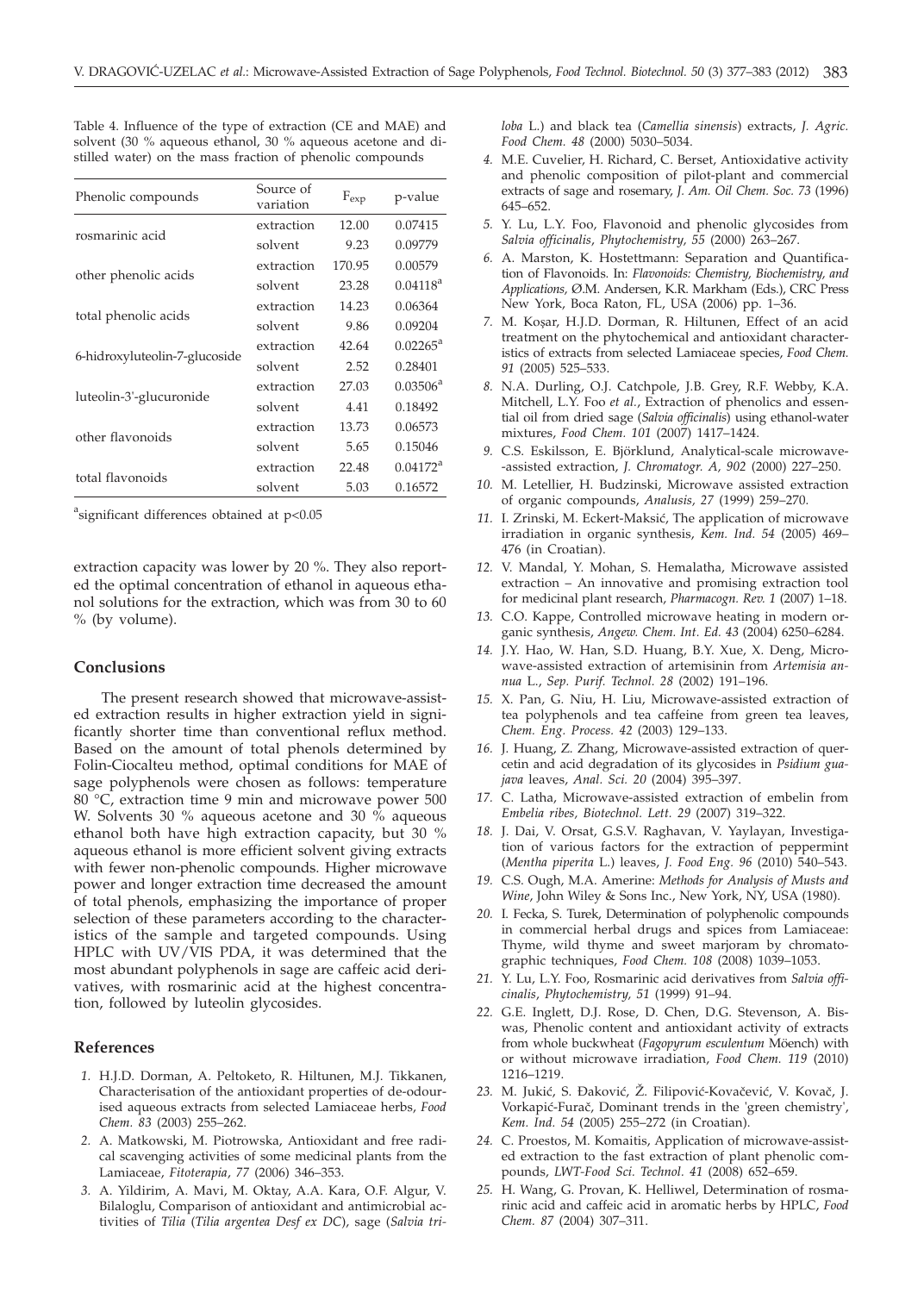Table 4. Influence of the type of extraction (CE and MAE) and solvent (30 % aqueous ethanol, 30 % aqueous acetone and distilled water) on the mass fraction of phenolic compounds

| Phenolic compounds | Source of variation | $F_{exp}$ | p-value |
|---|---|---|---|
| rosmarinic acid | extraction | 12.00 | 0.07415 |
| | solvent | 9.23 | 0.09779 |
| other phenolic acids | extraction | 170.95 | 0.00579 |
| | solvent | 23.28 | 0.04118[a] |
| total phenolic acids | extraction | 14.23 | 0.06364 |
| | solvent | 9.86 | 0.09204 |
| 6-hidroxyluteolin-7-glucoside | extraction | 42.64 | 0.02265[a] |
| | solvent | 2.52 | 0.28401 |
| luteolin-3'-glucuronide | extraction | 27.03 | 0.03506[a] |
| | solvent | 4.41 | 0.18492 |
| other flavonoids | extraction | 13.73 | 0.06573 |
| | solvent | 5.65 | 0.15046 |
| total flavonoids | extraction | 22.48 | 0.04172[a] |
| | solvent | 5.03 | 0.16572 |

[a]significant differences obtained at $p<0.05$

extraction capacity was lower by 20 %. They also reported the optimal concentration of ethanol in aqueous ethanol solutions for the extraction, which was from 30 to 60 % (by volume).

## Conclusions

The present research showed that microwave-assisted extraction results in higher extraction yield in significantly shorter time than conventional reflux method. Based on the amount of total phenols determined by Folin-Ciocalteu method, optimal conditions for MAE of sage polyphenols were chosen as follows: temperature 80 °C, extraction time 9 min and microwave power 500 W. Solvents 30 % aqueous acetone and 30 % aqueous ethanol both have high extraction capacity, but 30 % aqueous ethanol is more efficient solvent giving extracts with fewer non-phenolic compounds. Higher microwave power and longer extraction time decreased the amount of total phenols, emphasizing the importance of proper selection of these parameters according to the characteristics of the sample and targeted compounds. Using HPLC with UV/VIS PDA, it was determined that the most abundant polyphenols in sage are caffeic acid derivatives, with rosmarinic acid at the highest concentration, followed by luteolin glycosides.

## References

1. H.J.D. Dorman, A. Peltoketo, R. Hiltunen, M.J. Tikkanen, Characterisation of the antioxidant properties of de-odourised aqueous extracts from selected Lamiaceae herbs, *Food Chem. 83* (2003) 255–262.
2. A. Matkowski, M. Piotrowska, Antioxidant and free radical scavenging activities of some medicinal plants from the Lamiaceae, *Fitoterapia, 77* (2006) 346–353.
3. A. Yildirim, A. Mavi, M. Oktay, A.A. Kara, O.F. Algur, V. Bilaloglu, Comparison of antioxidant and antimicrobial activities of *Tilia* (*Tilia argentea Desf ex DC*), sage (*Salvia triloba* L.) and black tea (*Camellia sinensis*) extracts, *J. Agric. Food Chem. 48* (2000) 5030–5034.
4. M.E. Cuvelier, H. Richard, C. Berset, Antioxidative activity and phenolic composition of pilot-plant and commercial extracts of sage and rosemary, *J. Am. Oil Chem. Soc. 73* (1996) 645–652.
5. Y. Lu, L.Y. Foo, Flavonoid and phenolic glycosides from *Salvia officinalis*, *Phytochemistry, 55* (2000) 263–267.
6. A. Marston, K. Hostettmann: Separation and Quantification of Flavonoids. In: *Flavonoids: Chemistry, Biochemistry, and Applications,* Ø.M. Andersen, K.R. Markham (Eds.), CRC Press New York, Boca Raton, FL, USA (2006) pp. 1–36.
7. M. Koşar, H.J.D. Dorman, R. Hiltunen, Effect of an acid treatment on the phytochemical and antioxidant characteristics of extracts from selected Lamiaceae species, *Food Chem. 91* (2005) 525–533.
8. N.A. Durling, O.J. Catchpole, J.B. Grey, R.F. Webby, K.A. Mitchell, L.Y. Foo *et al.*, Extraction of phenolics and essential oil from dried sage (*Salvia officinalis*) using ethanol-water mixtures, *Food Chem. 101* (2007) 1417–1424.
9. C.S. Eskilsson, E. Björklund, Analytical-scale microwave-assisted extraction, *J. Chromatogr. A, 902* (2000) 227–250.
10. M. Letellier, H. Budzinski, Microwave assisted extraction of organic compounds, *Analusis, 27* (1999) 259–270.
11. I. Zrinski, M. Eckert-Maksić, The application of microwave irradiation in organic synthesis, *Kem. Ind. 54* (2005) 469–476 (in Croatian).
12. V. Mandal, Y. Mohan, S. Hemalatha, Microwave assisted extraction – An innovative and promising extraction tool for medicinal plant research, *Pharmacogn. Rev. 1* (2007) 1–18.
13. C.O. Kappe, Controlled microwave heating in modern organic synthesis, *Angew. Chem. Int. Ed. 43* (2004) 6250–6284.
14. J.Y. Hao, W. Han, S.D. Huang, B.Y. Xue, X. Deng, Microwave-assisted extraction of artemisinin from *Artemisia annua* L., *Sep. Purif. Technol. 28* (2002) 191–196.
15. X. Pan, G. Niu, H. Liu, Microwave-assisted extraction of tea polyphenols and tea caffeine from green tea leaves, *Chem. Eng. Process. 42* (2003) 129–133.
16. J. Huang, Z. Zhang, Microwave-assisted extraction of quercetin and acid degradation of its glycosides in *Psidium guajava* leaves, *Anal. Sci. 20* (2004) 395–397.
17. C. Latha, Microwave-assisted extraction of embelin from *Embelia ribes*, *Biotechnol. Lett. 29* (2007) 319–322.
18. J. Dai, V. Orsat, G.S.V. Raghavan, V. Yaylayan, Investigation of various factors for the extraction of peppermint (*Mentha piperita* L.) leaves, *J. Food Eng. 96* (2010) 540–543.
19. C.S. Ough, M.A. Amerine: *Methods for Analysis of Musts and Wine*, John Wiley & Sons Inc., New York, NY, USA (1980).
20. I. Fecka, S. Turek, Determination of polyphenolic compounds in commercial herbal drugs and spices from Lamiaceae: Thyme, wild thyme and sweet marjoram by chromatographic techniques, *Food Chem. 108* (2008) 1039–1053.
21. Y. Lu, L.Y. Foo, Rosmarinic acid derivatives from *Salvia officinalis*, *Phytochemistry, 51* (1999) 91–94.
22. G.E. Inglett, D.J. Rose, D. Chen, D.G. Stevenson, A. Biswas, Phenolic content and antioxidant activity of extracts from whole buckwheat (*Fagopyrum esculentum* Möench) with or without microwave irradiation, *Food Chem. 119* (2010) 1216–1219.
23. M. Jukić, S. Đaković, Ž. Filipović-Kovačević, V. Kovač, J. Vorkapić-Furač, Dominant trends in the 'green chemistry', *Kem. Ind. 54* (2005) 255–272 (in Croatian).
24. C. Proestos, M. Komaitis, Application of microwave-assisted extraction to the fast extraction of plant phenolic compounds, *LWT-Food Sci. Technol. 41* (2008) 652–659.
25. H. Wang, G. Provan, K. Helliwel, Determination of rosmarinic acid and caffeic acid in aromatic herbs by HPLC, *Food Chem. 87* (2004) 307–311.